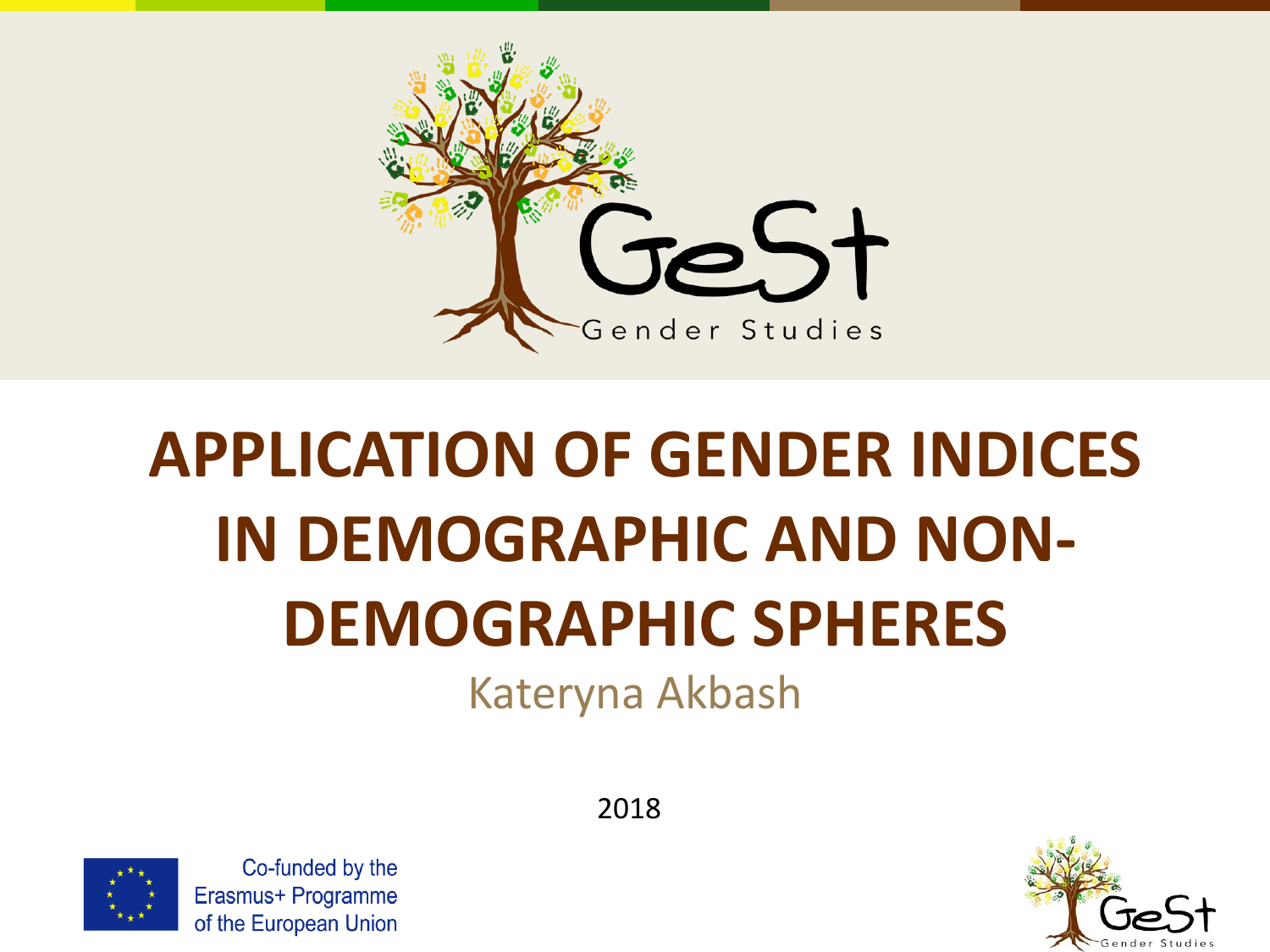GeSt
Gender Studies

# APPLICATION OF GENDER INDICES IN DEMOGRAPHIC AND NON-DEMOGRAPHIC SPHERES

Kateryna Akbash

2018

Co-funded by the Erasmus+ Programme of the European Union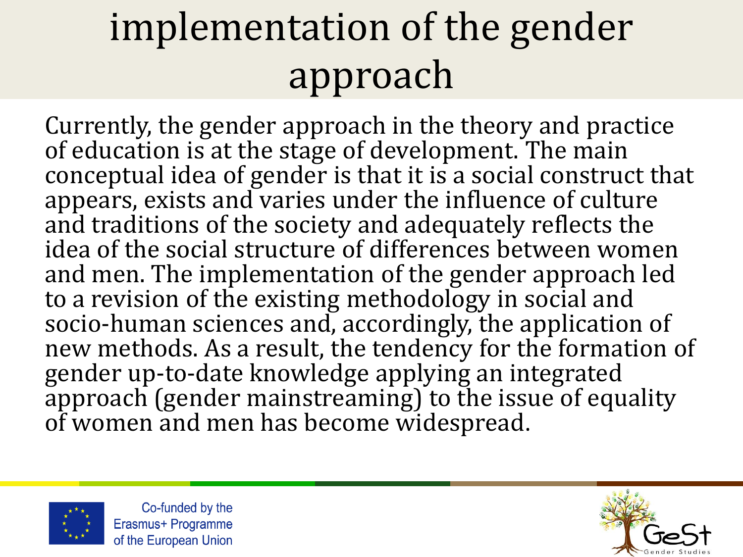# implementation of the gender approach

Currently, the gender approach in the theory and practice of education is at the stage of development. The main conceptual idea of gender is that it is a social construct that appears, exists and varies under the influence of culture and traditions of the society and adequately reflects the idea of the social structure of differences between women and men. The implementation of the gender approach led to a revision of the existing methodology in social and socio-human sciences and, accordingly, the application of new methods. As a result, the tendency for the formation of gender up-to-date knowledge applying an integrated approach (gender mainstreaming) to the issue of equality of women and men has become widespread.

Co-funded by the Erasmus+ Programme of the European Union

GeSt Gender Studies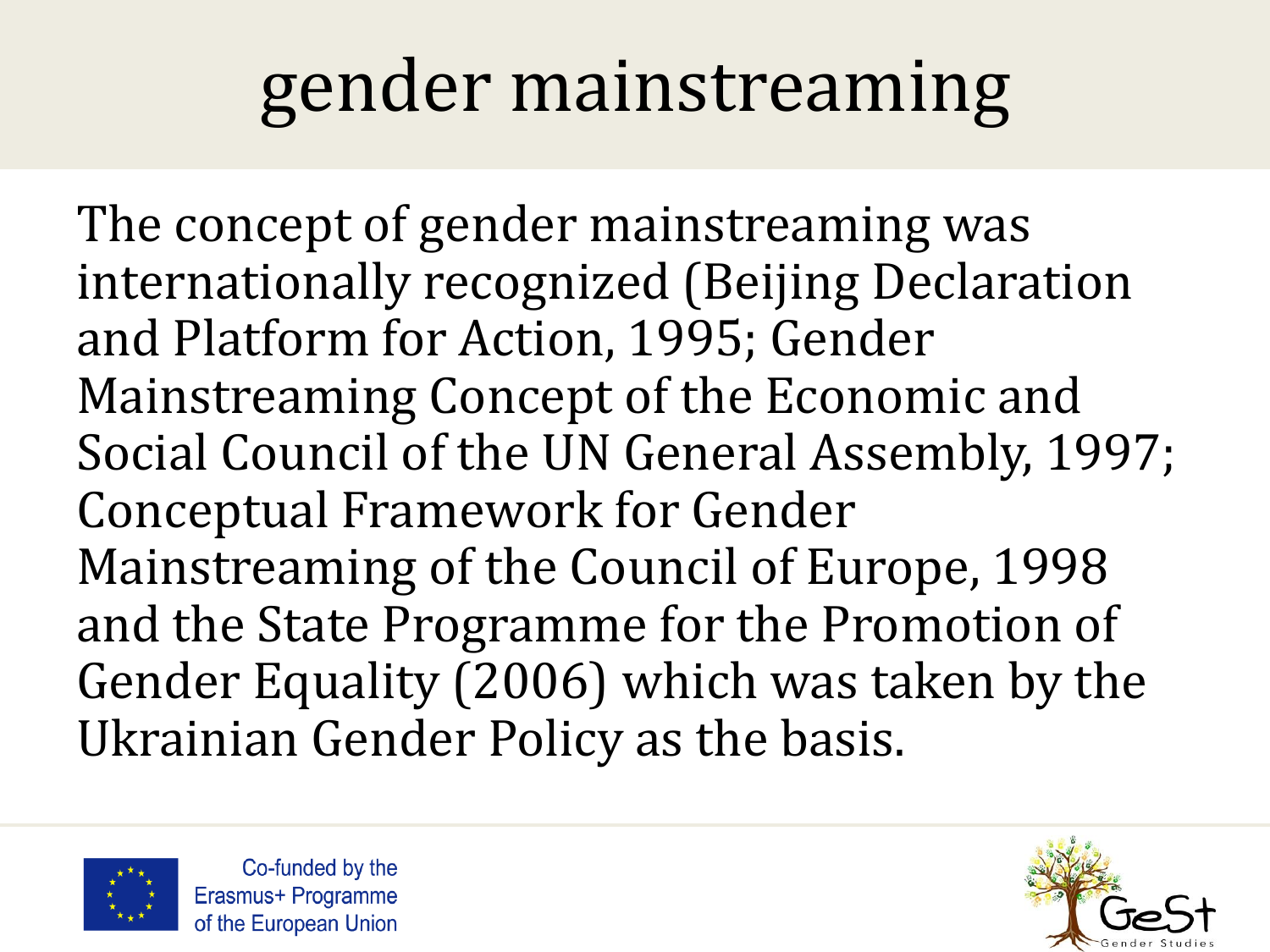# gender mainstreaming

The concept of gender mainstreaming was internationally recognized (Beijing Declaration and Platform for Action, 1995; Gender Mainstreaming Concept of the Economic and Social Council of the UN General Assembly, 1997; Conceptual Framework for Gender Mainstreaming of the Council of Europe, 1998 and the State Programme for the Promotion of Gender Equality (2006) which was taken by the Ukrainian Gender Policy as the basis.

Co-funded by the Erasmus+ Programme of the European Union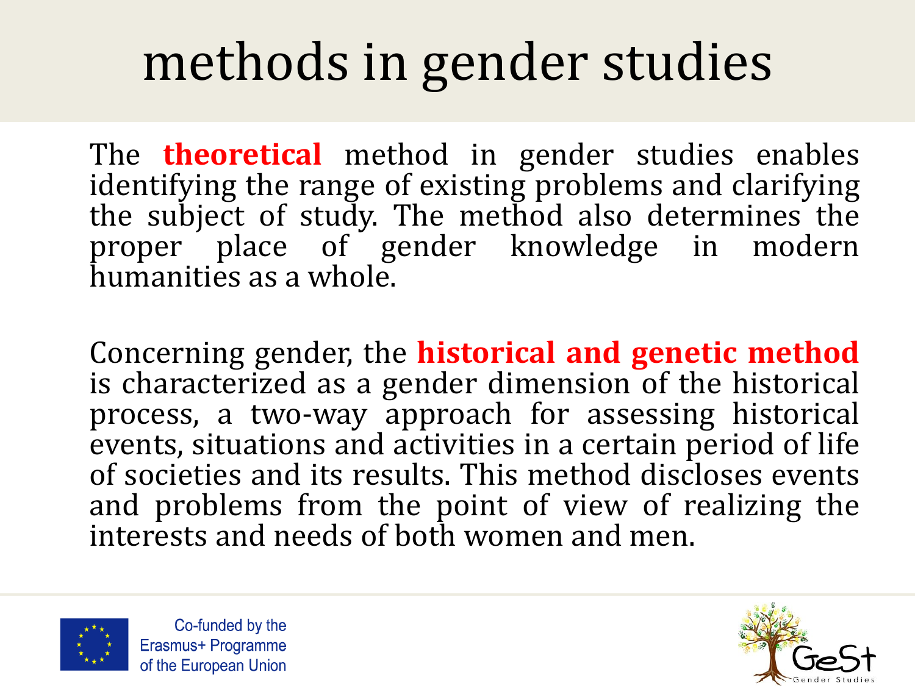# methods in gender studies

The **theoretical** method in gender studies enables identifying the range of existing problems and clarifying the subject of study. The method also determines the proper place of gender knowledge in modern humanities as a whole.

Concerning gender, the **historical and genetic method** is characterized as a gender dimension of the historical process, a two-way approach for assessing historical events, situations and activities in a certain period of life of societies and its results. This method discloses events and problems from the point of view of realizing the interests and needs of both women and men.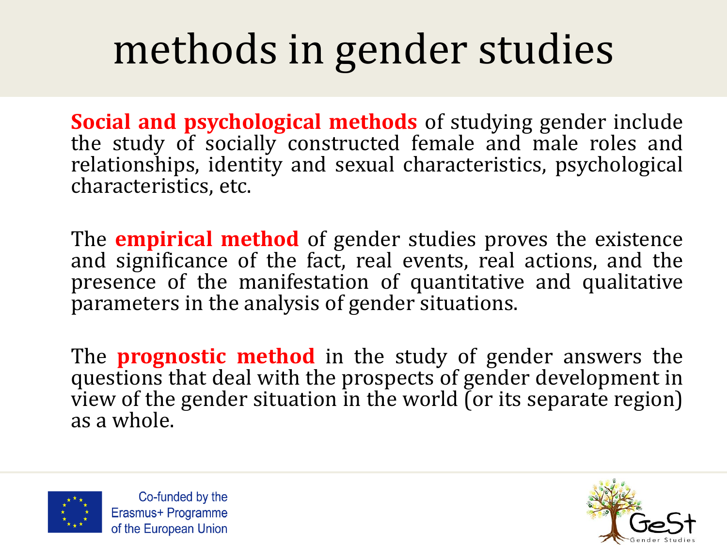# methods in gender studies

**Social and psychological methods** of studying gender include the study of socially constructed female and male roles and relationships, identity and sexual characteristics, psychological characteristics, etc.

The **empirical method** of gender studies proves the existence and significance of the fact, real events, real actions, and the presence of the manifestation of quantitative and qualitative parameters in the analysis of gender situations.

The **prognostic method** in the study of gender answers the questions that deal with the prospects of gender development in view of the gender situation in the world (or its separate region) as a whole.

Co-funded by the Erasmus+ Programme of the European Union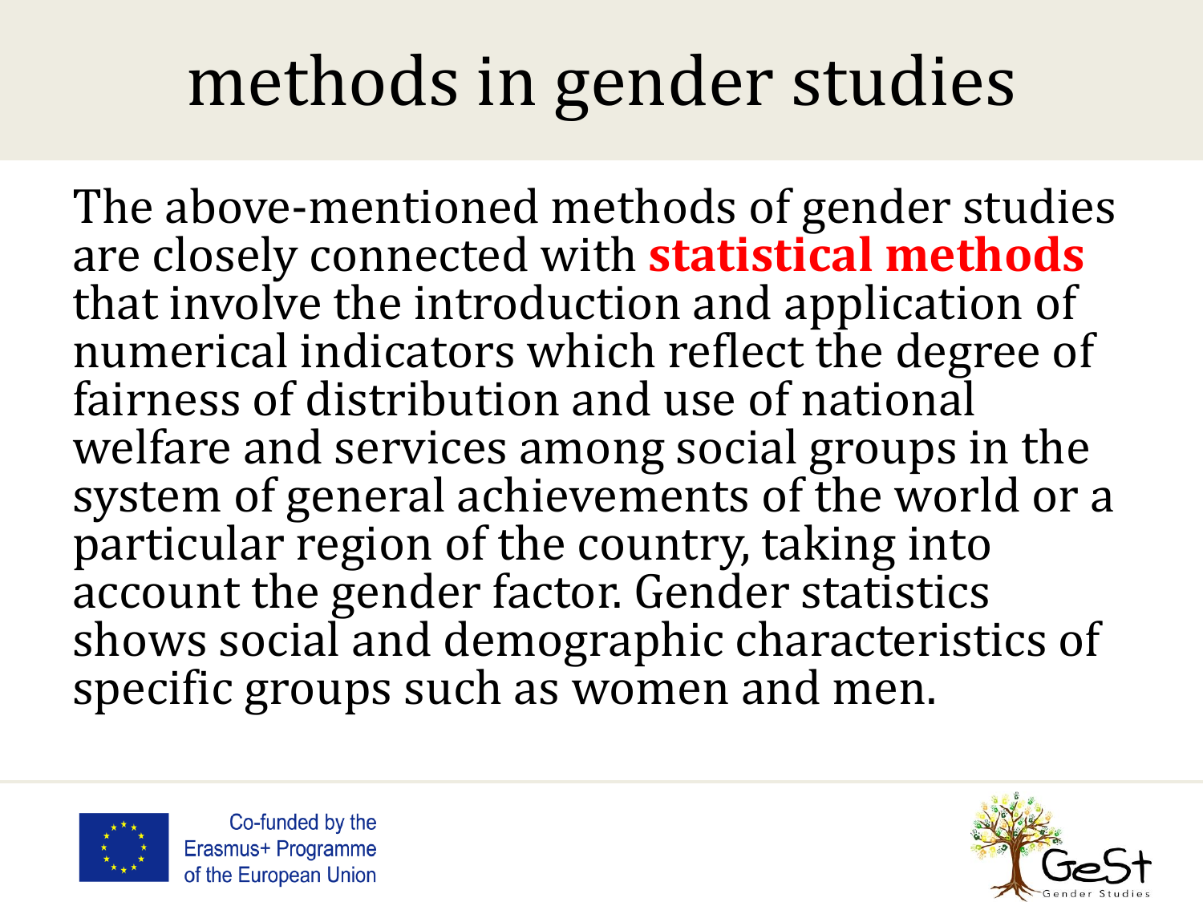# methods in gender studies

The above-mentioned methods of gender studies are closely connected with **statistical methods** that involve the introduction and application of numerical indicators which reflect the degree of fairness of distribution and use of national welfare and services among social groups in the system of general achievements of the world or a particular region of the country, taking into account the gender factor. Gender statistics shows social and demographic characteristics of specific groups such as women and men.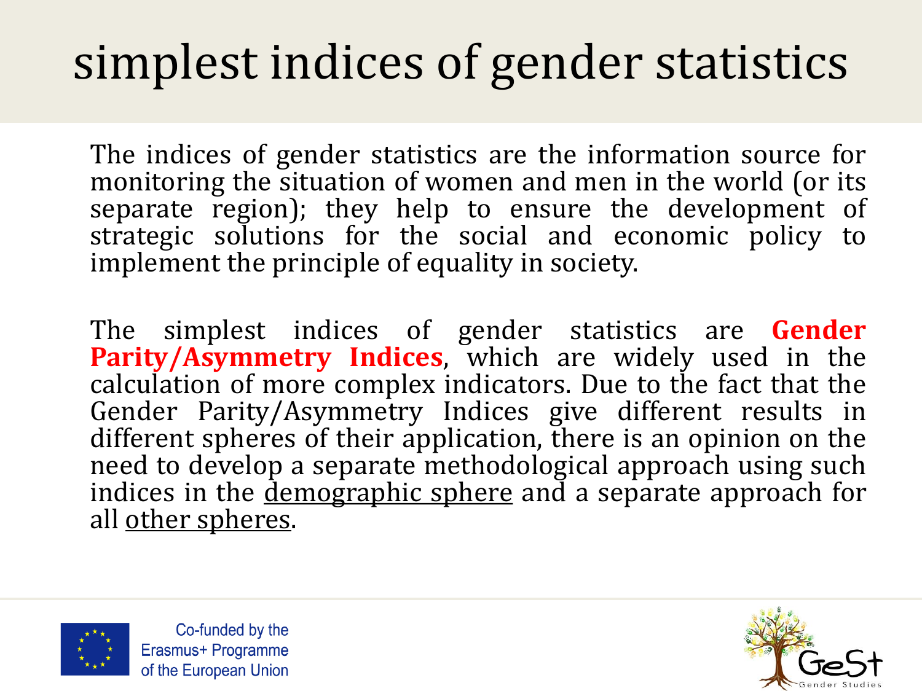# simplest indices of gender statistics

The indices of gender statistics are the information source for monitoring the situation of women and men in the world (or its separate region); they help to ensure the development of strategic solutions for the social and economic policy to implement the principle of equality in society.

The simplest indices of gender statistics are **Gender Parity/Asymmetry Indices**, which are widely used in the calculation of more complex indicators. Due to the fact that the Gender Parity/Asymmetry Indices give different results in different spheres of their application, there is an opinion on the need to develop a separate methodological approach using such indices in the demographic sphere and a separate approach for all other spheres.

Co-funded by the Erasmus+ Programme of the European Union

GeSt Gender Studies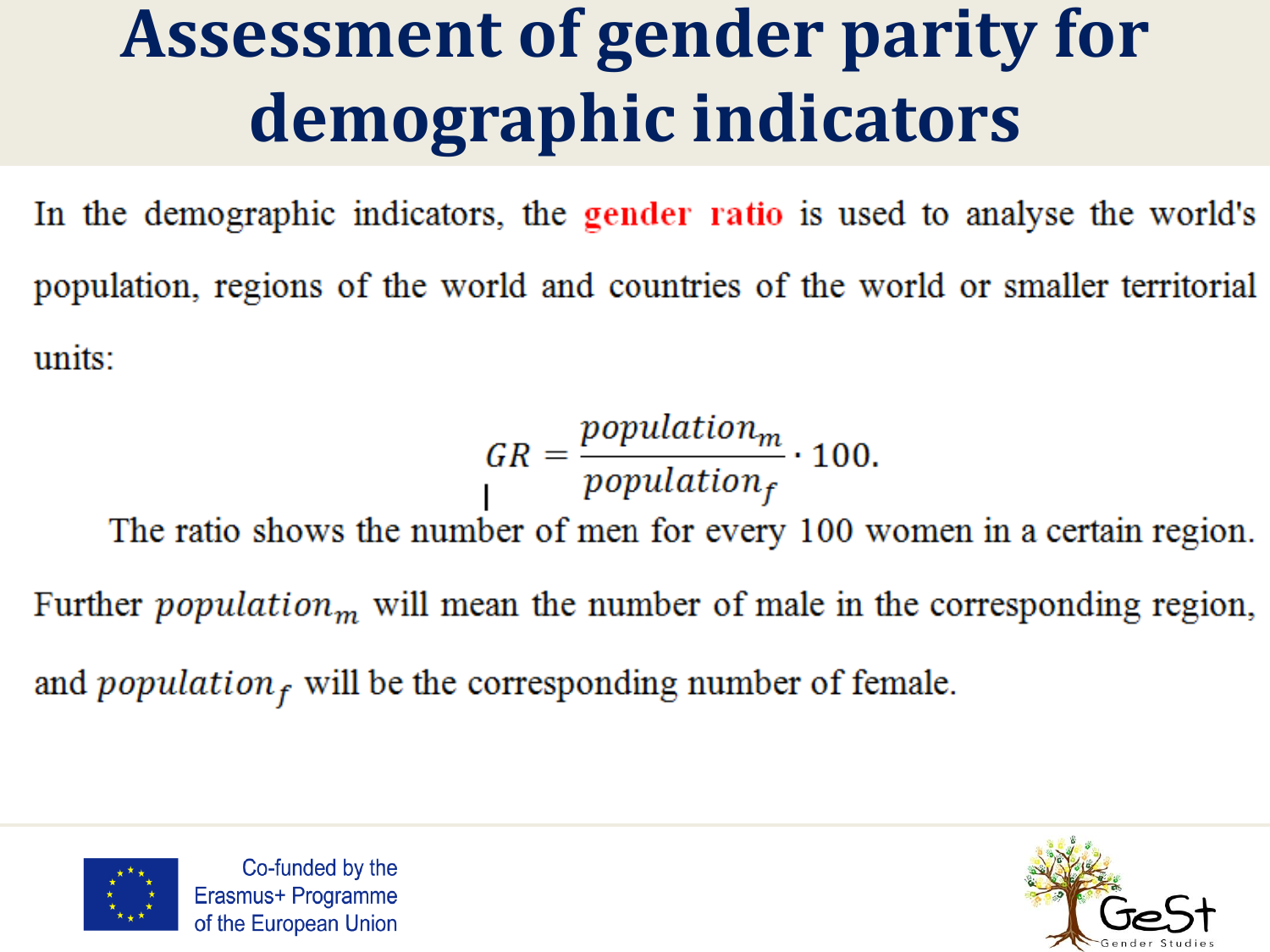# Assessment of gender parity for demographic indicators

In the demographic indicators, the **gender ratio** is used to analyse the world's population, regions of the world and countries of the world or smaller territorial units:

$$GR = \frac{population_m}{population_f} \cdot 100.$$

The ratio shows the number of men for every 100 women in a certain region. Further $population_m$ will mean the number of male in the corresponding region, and $population_f$ will be the corresponding number of female.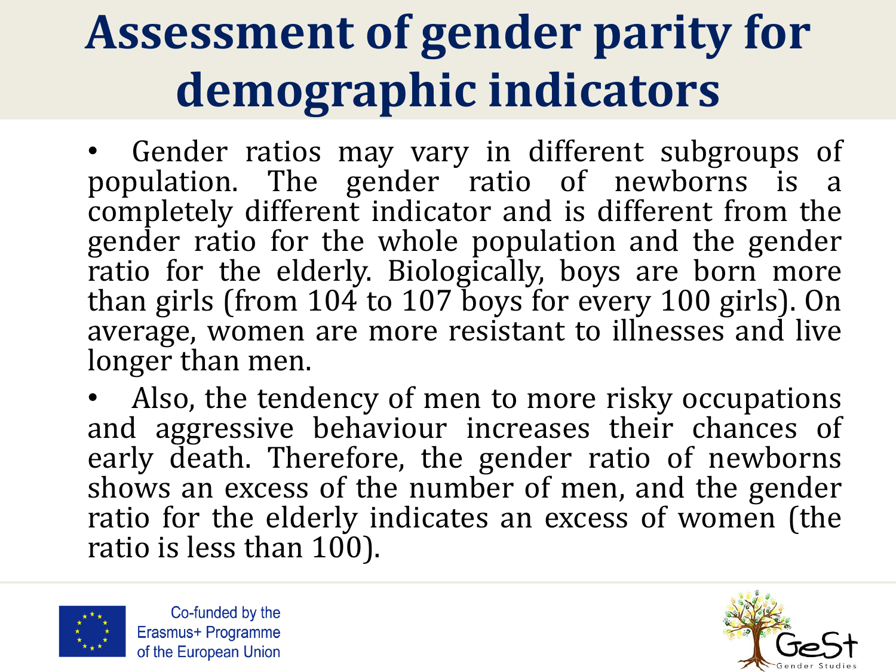# Assessment of gender parity for demographic indicators

- Gender ratios may vary in different subgroups of population. The gender ratio of newborns is a completely different indicator and is different from the gender ratio for the whole population and the gender ratio for the elderly. Biologically, boys are born more than girls (from 104 to 107 boys for every 100 girls). On average, women are more resistant to illnesses and live longer than men.
- Also, the tendency of men to more risky occupations and aggressive behaviour increases their chances of early death. Therefore, the gender ratio of newborns shows an excess of the number of men, and the gender ratio for the elderly indicates an excess of women (the ratio is less than 100).

Co-funded by the Erasmus+ Programme of the European Union

GeSt Gender Studies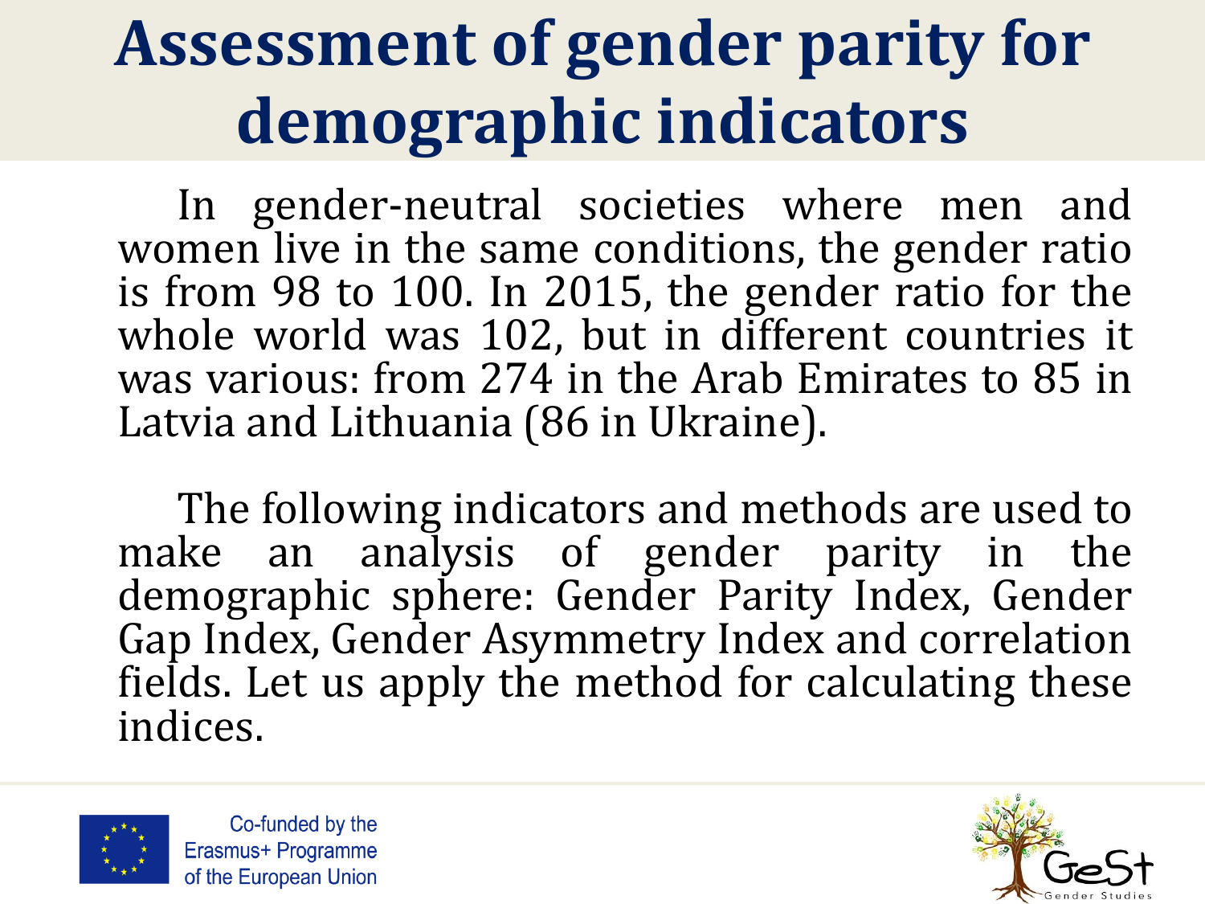# Assessment of gender parity for demographic indicators

In gender-neutral societies where men and women live in the same conditions, the gender ratio is from 98 to 100. In 2015, the gender ratio for the whole world was 102, but in different countries it was various: from 274 in the Arab Emirates to 85 in Latvia and Lithuania (86 in Ukraine).

The following indicators and methods are used to make an analysis of gender parity in the demographic sphere: Gender Parity Index, Gender Gap Index, Gender Asymmetry Index and correlation fields. Let us apply the method for calculating these indices.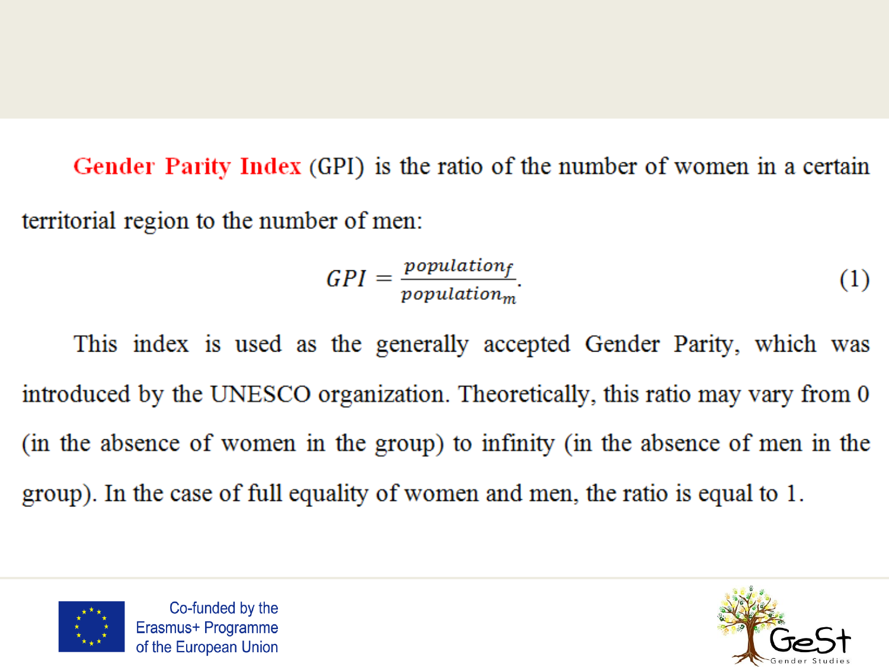**Gender Parity Index** (GPI) is the ratio of the number of women in a certain territorial region to the number of men:

$$GPI = \frac{population_f}{population_m}. \quad (1)$$

This index is used as the generally accepted Gender Parity, which was introduced by the UNESCO organization. Theoretically, this ratio may vary from 0 (in the absence of women in the group) to infinity (in the absence of men in the group). In the case of full equality of women and men, the ratio is equal to 1.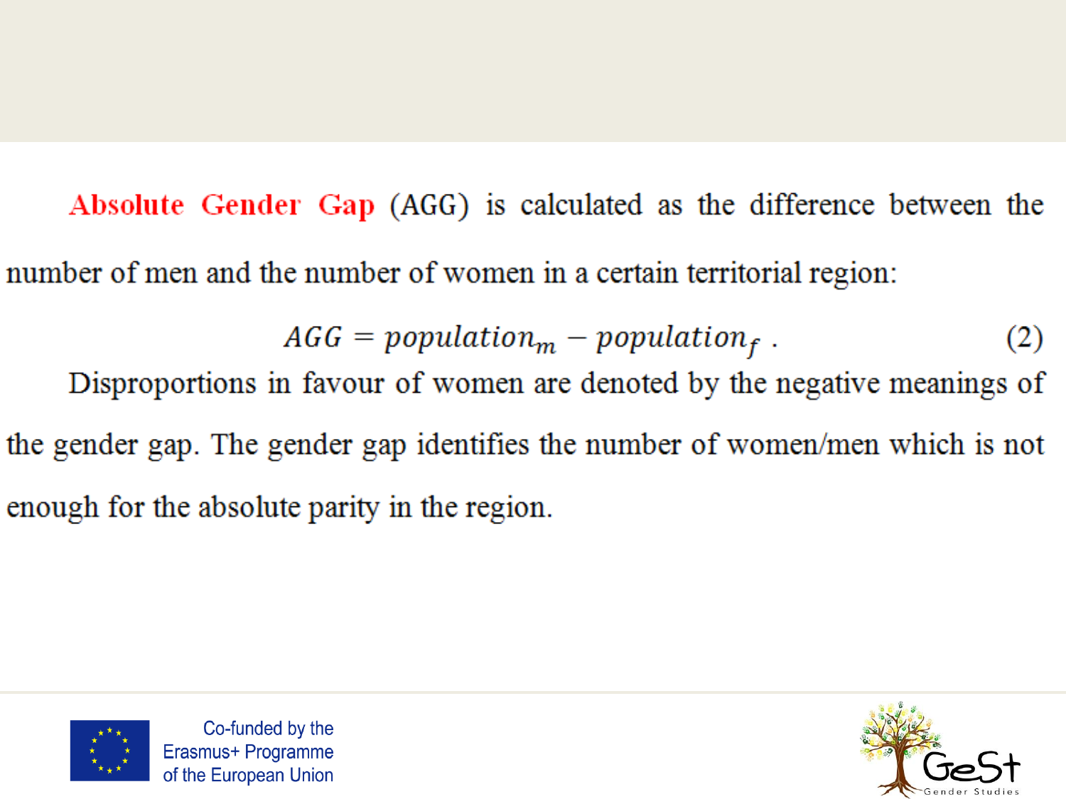**Absolute Gender Gap** (AGG) is calculated as the difference between the number of men and the number of women in a certain territorial region:

$$AGG = population_m - population_f \ . \qquad (2)$$

Disproportions in favour of women are denoted by the negative meanings of the gender gap. The gender gap identifies the number of women/men which is not enough for the absolute parity in the region.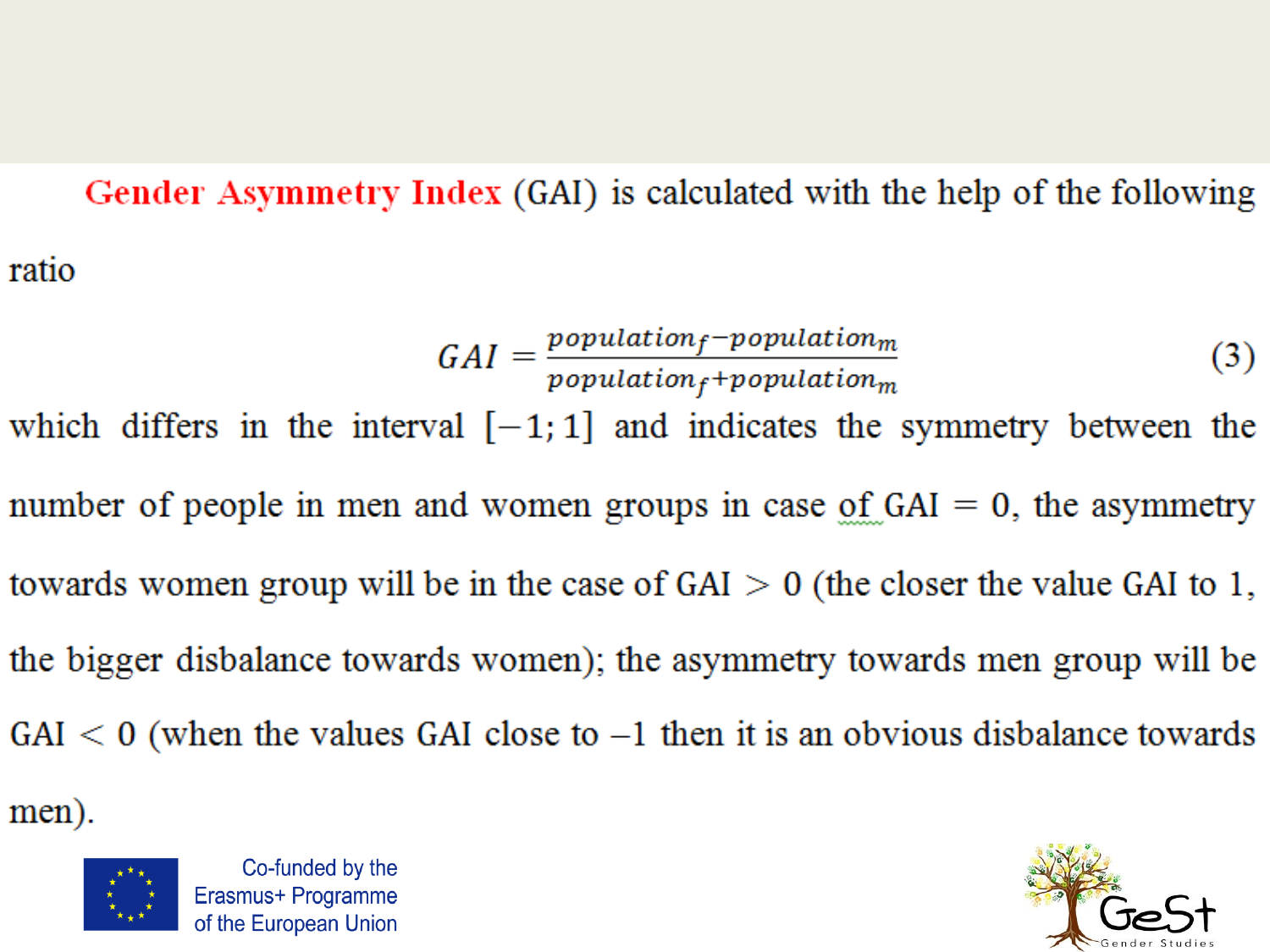**Gender Asymmetry Index** (GAI) is calculated with the help of the following ratio

$$GAI = \frac{population_f - population_m}{population_f + population_m} \quad (3)$$

which differs in the interval $[-1; 1]$ and indicates the symmetry between the number of people in men and women groups in case of GAI $= 0$, the asymmetry towards women group will be in the case of GAI $> 0$ (the closer the value GAI to 1, the bigger disbalance towards women); the asymmetry towards men group will be GAI $< 0$ (when the values GAI close to $-1$ then it is an obvious disbalance towards men).

Co-funded by the Erasmus+ Programme of the European Union

GeSt Gender Studies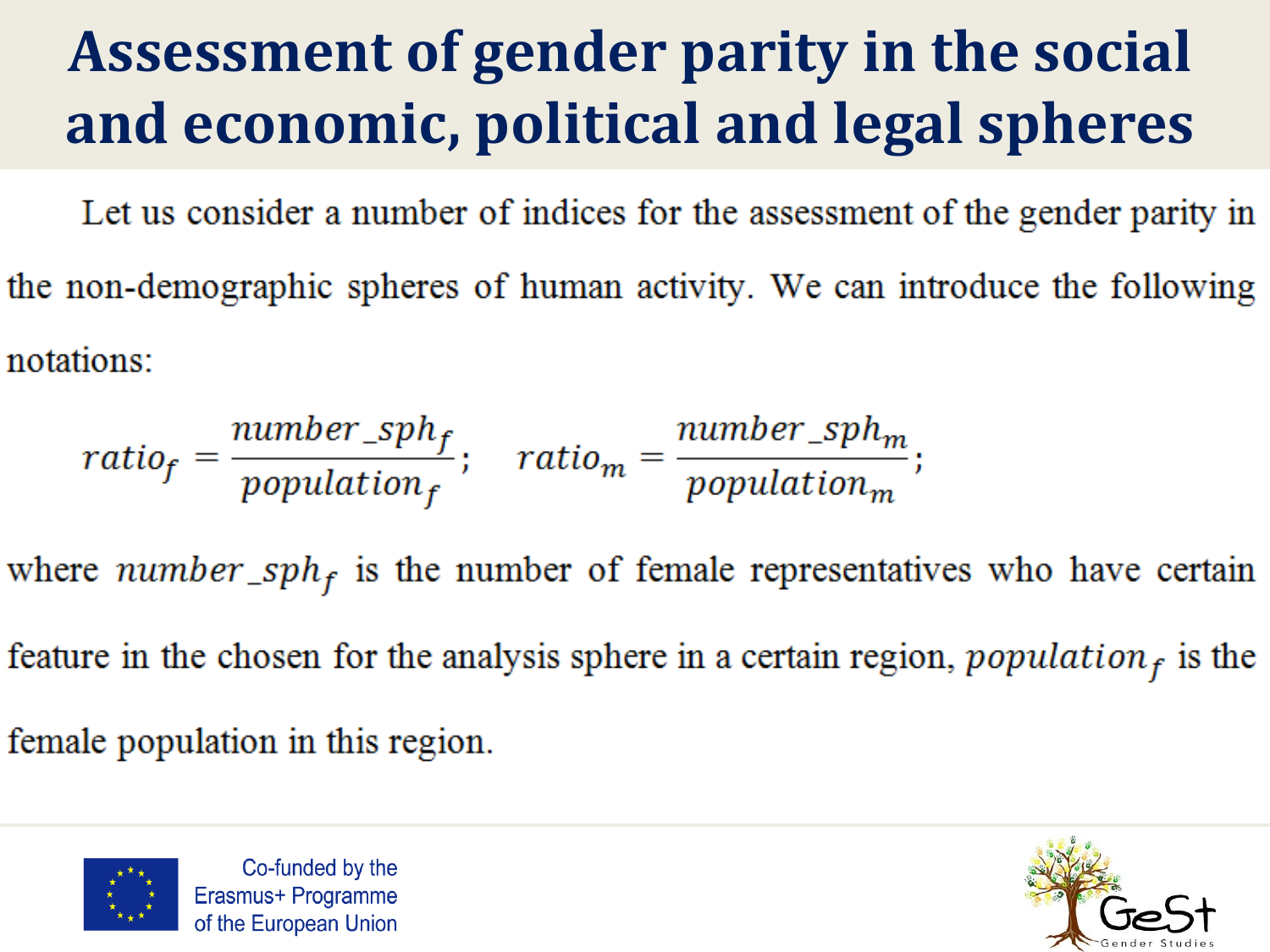# Assessment of gender parity in the social and economic, political and legal spheres

Let us consider a number of indices for the assessment of the gender parity in the non-demographic spheres of human activity. We can introduce the following notations:

$$ratio_f = \frac{number\_sph_f}{population_f}; \quad ratio_m = \frac{number\_sph_m}{population_m};$$

where $number\_sph_f$ is the number of female representatives who have certain feature in the chosen for the analysis sphere in a certain region, $population_f$ is the female population in this region.

Co-funded by the Erasmus+ Programme of the European Union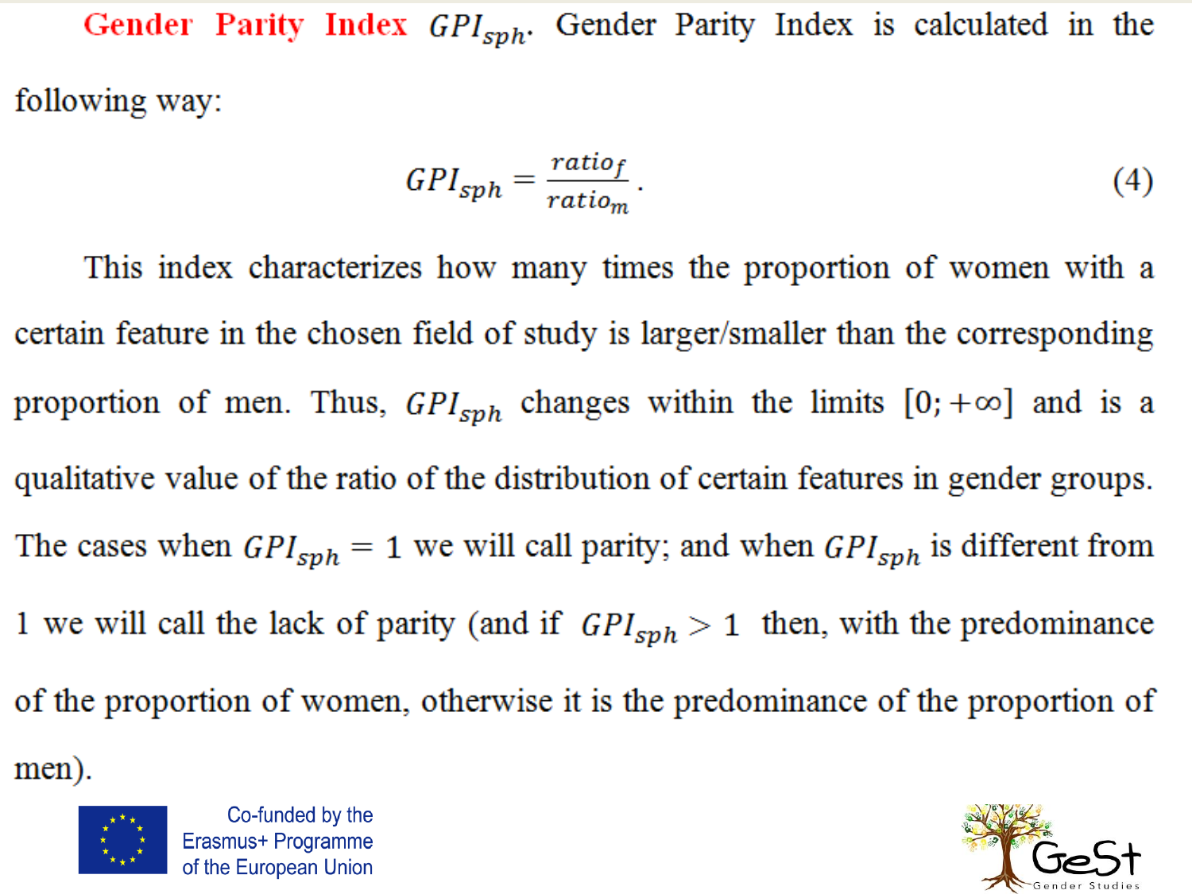**Gender Parity Index $GPI_{sph}$.** Gender Parity Index is calculated in the following way:

$$GPI_{sph} = \frac{ratio_f}{ratio_m}. \tag{4}$$

This index characterizes how many times the proportion of women with a certain feature in the chosen field of study is larger/smaller than the corresponding proportion of men. Thus, $GPI_{sph}$ changes within the limits $[0; +\infty]$ and is a qualitative value of the ratio of the distribution of certain features in gender groups. The cases when $GPI_{sph} = 1$ we will call parity; and when $GPI_{sph}$ is different from 1 we will call the lack of parity (and if $GPI_{sph} > 1$ then, with the predominance of the proportion of women, otherwise it is the predominance of the proportion of men).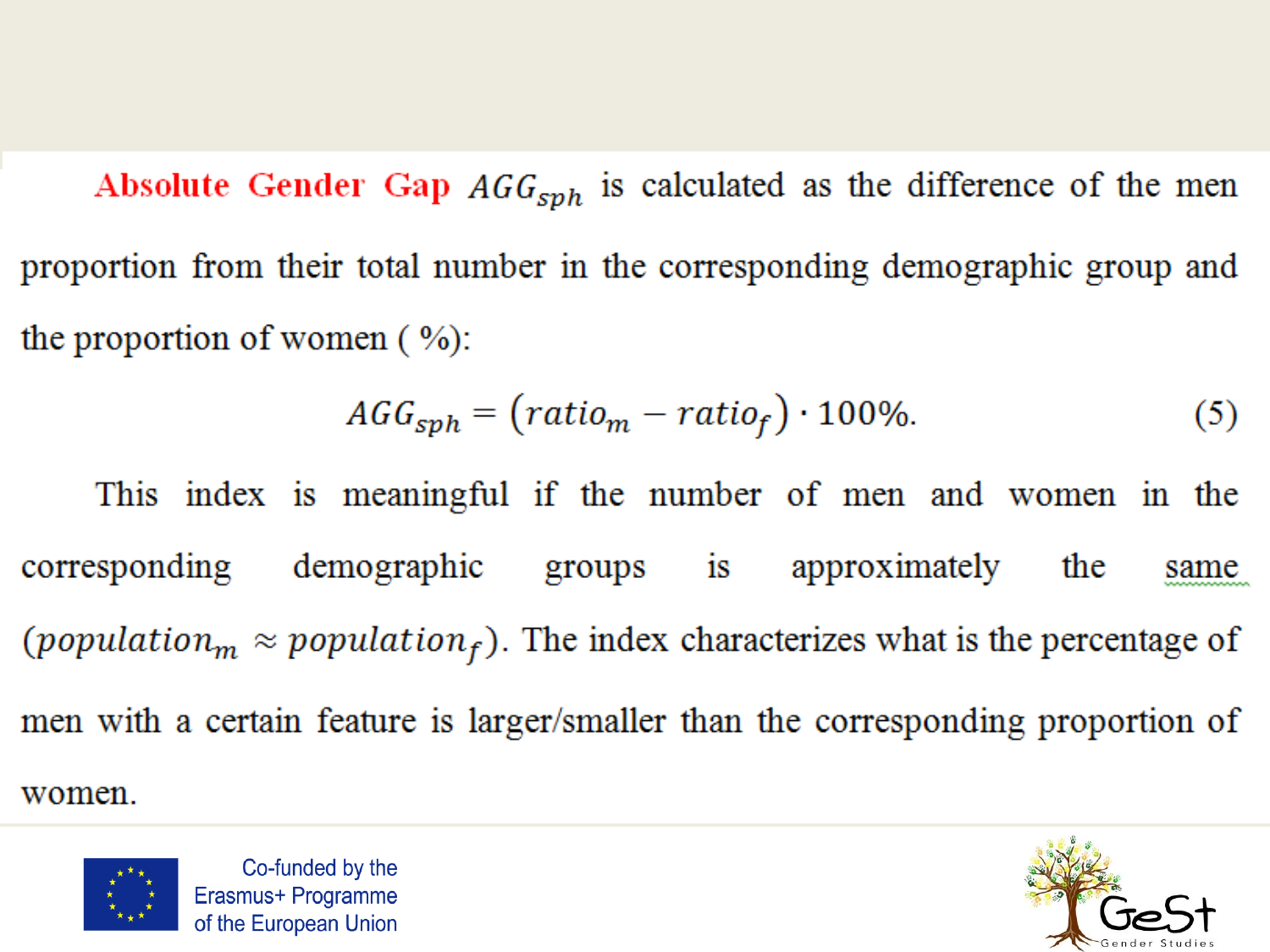**Absolute Gender Gap** $AGG_{sph}$ is calculated as the difference of the men proportion from their total number in the corresponding demographic group and the proportion of women ( %):

$$AGG_{sph} = \left(ratio_m - ratio_f\right) \cdot 100\%. \tag{5}$$

This index is meaningful if the number of men and women in the corresponding demographic groups is approximately the same ($population_m \approx population_f$). The index characterizes what is the percentage of men with a certain feature is larger/smaller than the corresponding proportion of women.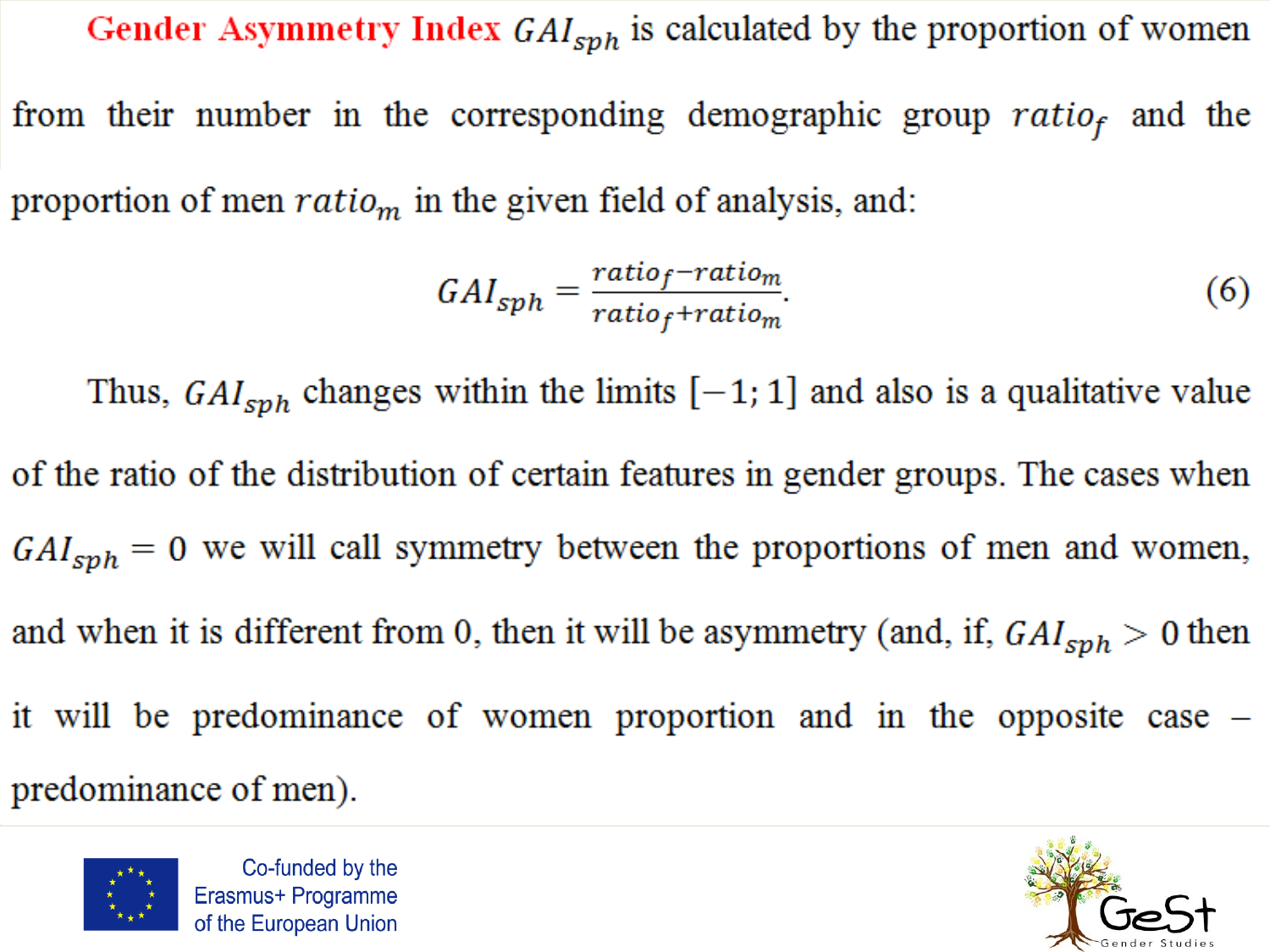**Gender Asymmetry Index** $GAI_{sph}$ is calculated by the proportion of women from their number in the corresponding demographic group $ratio_f$ and the proportion of men $ratio_m$ in the given field of analysis, and:

$$GAI_{sph} = \frac{ratio_f - ratio_m}{ratio_f + ratio_m}. \tag{6}$$

Thus, $GAI_{sph}$ changes within the limits $[-1; 1]$ and also is a qualitative value of the ratio of the distribution of certain features in gender groups. The cases when $GAI_{sph} = 0$ we will call symmetry between the proportions of men and women, and when it is different from 0, then it will be asymmetry (and, if, $GAI_{sph} > 0$ then it will be predominance of women proportion and in the opposite case – predominance of men).

Co-funded by the Erasmus+ Programme of the European Union

GeSt Gender Studies